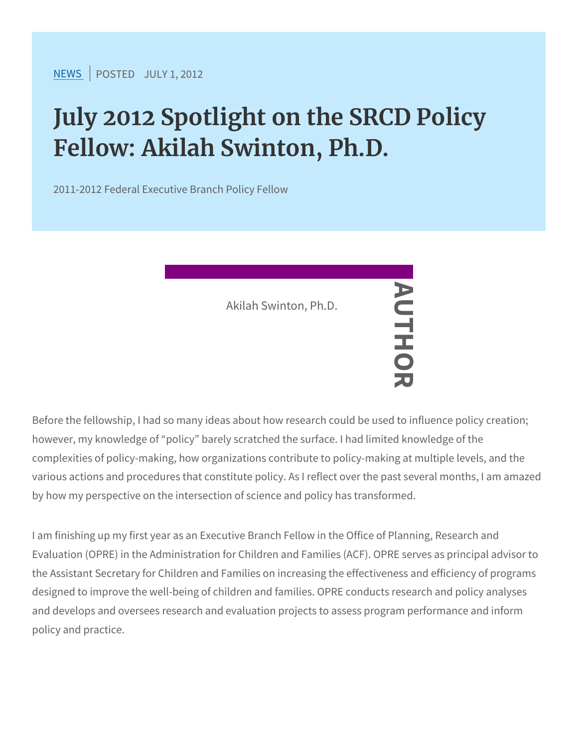NEWS | POSTED JULY 1, 2012

# July 2012 Spotlight on the SRCD Policy Fellow: Akilah Swinton, Ph.D.

2011-2012 Federal Executive Branch Policy Fellow

AUTHOR

Akilah Swinton, Ph.D.

Before the fellowship, I had so many ideas about how research could be used to influence policy creation; however, my knowledge of "policy" barely scratched the surface. I had limited knowledge of the complexities of policy-making, how organizations contribute to policy-making at multiple levels, and the various actions and procedures that constitute policy. As I reflect over the past several months, I am amazed by how my perspective on the intersection of science and policy has transformed.

I am finishing up my first year as an Executive Branch Fellow in the Office of Planning, Research and Evaluation (OPRE) in the Administration for Children and Families (ACF). OPRE serves as principal advisor to the Assistant Secretary for Children and Families on increasing the effectiveness and efficiency of programs designed to improve the well-being of children and families. OPRE conducts research and policy analyses and develops and oversees research and evaluation projects to assess program performance and inform policy and practice.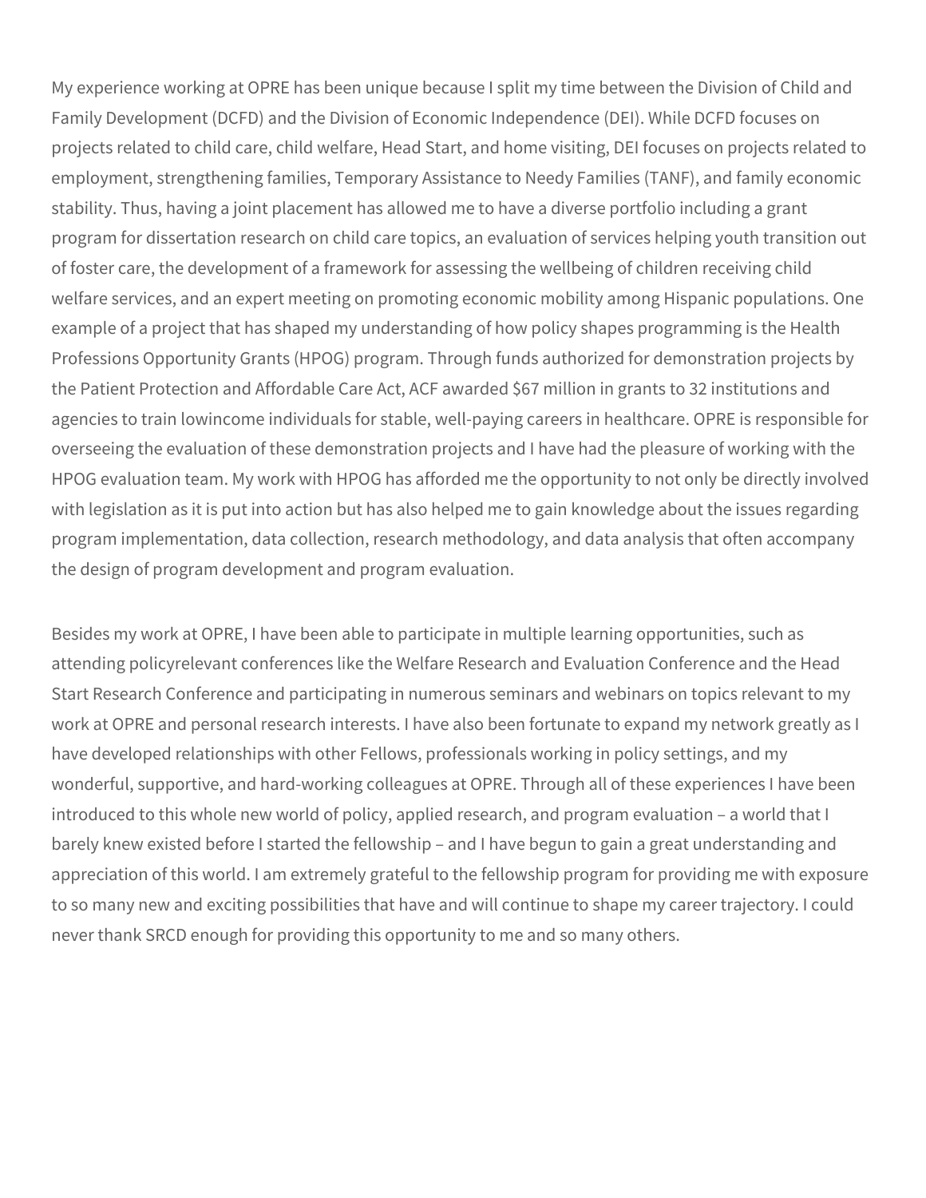My experience working at OPRE has been unique because I split my time between the Division of Child and Family Development (DCFD) and the Division of Economic Independence (DEI). While DCFD focuses on projects related to child care, child welfare, Head Start, and home visiting, DEI focuses on projects related to employment, strengthening families, Temporary Assistance to Needy Families (TANF), and family economic stability. Thus, having a joint placement has allowed me to have a diverse portfolio including a grant program for dissertation research on child care topics, an evaluation of services helping youth transition out of foster care, the development of a framework for assessing the wellbeing of children receiving child welfare services, and an expert meeting on promoting economic mobility among Hispanic populations. One example of a project that has shaped my understanding of how policy shapes programming is the Health Professions Opportunity Grants (HPOG) program. Through funds authorized for demonstration projects by the Patient Protection and Affordable Care Act, ACF awarded $67 million in grants to 32 institutions and agencies to train lowincome individuals for stable, well-paying careers in healthcare. OPRE is responsible for overseeing the evaluation of these demonstration projects and I have had the pleasure of working with the HPOG evaluation team. My work with HPOG has afforded me the opportunity to not only be directly involved with legislation as it is put into action but has also helped me to gain knowledge about the issues regarding program implementation, data collection, research methodology, and data analysis that often accompany the design of program development and program evaluation.

Besides my work at OPRE, I have been able to participate in multiple learning opportunities, such as attending policyrelevant conferences like the Welfare Research and Evaluation Conference and the Head Start Research Conference and participating in numerous seminars and webinars on topics relevant to my work at OPRE and personal research interests. I have also been fortunate to expand my network greatly as I have developed relationships with other Fellows, professionals working in policy settings, and my wonderful, supportive, and hard-working colleagues at OPRE. Through all of these experiences I have been introduced to this whole new world of policy, applied research, and program evaluation – a world that I barely knew existed before I started the fellowship – and I have begun to gain a great understanding and appreciation of this world. I am extremely grateful to the fellowship program for providing me with exposure to so many new and exciting possibilities that have and will continue to shape my career trajectory. I could never thank SRCD enough for providing this opportunity to me and so many others.